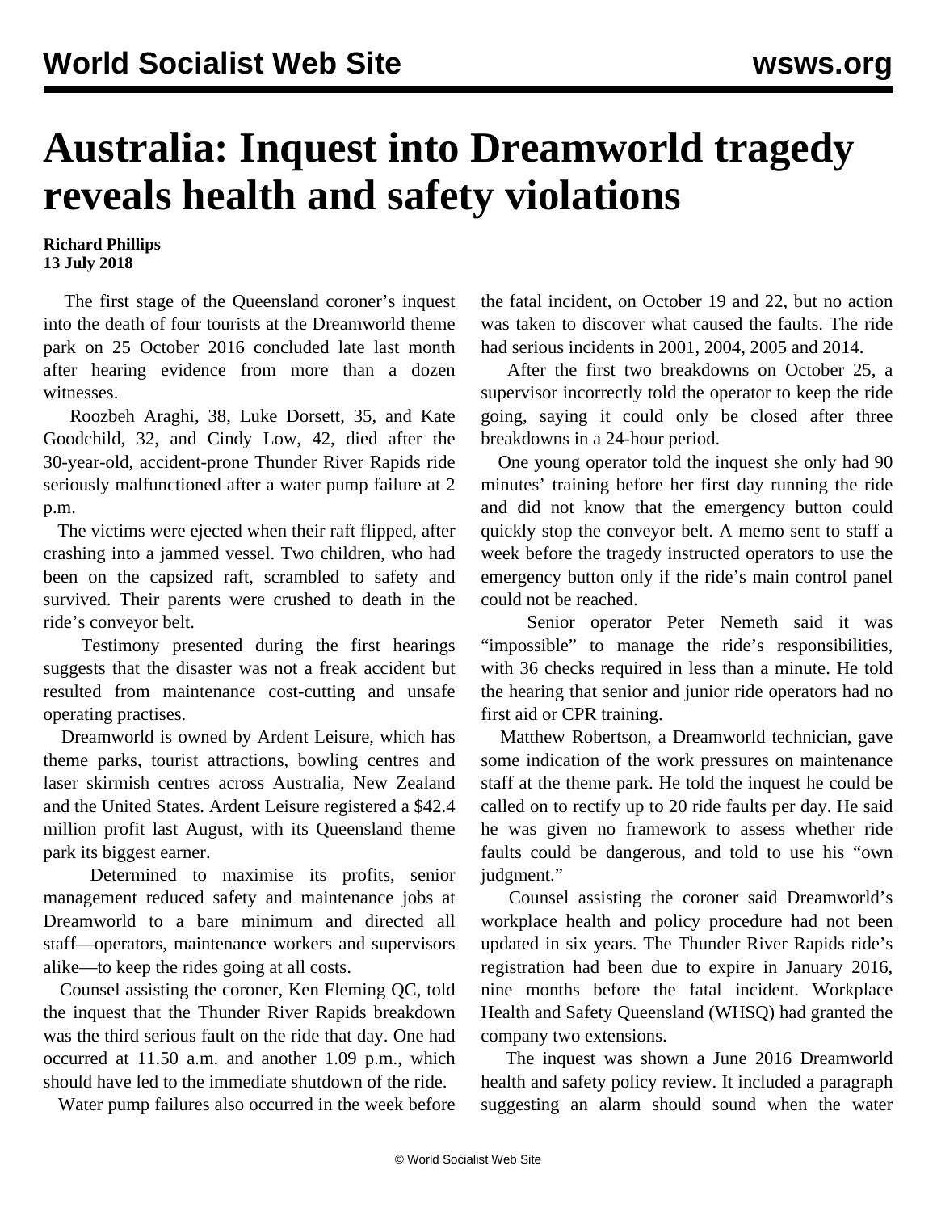# Australia: Inquest into Dreamworld tragedy reveals health and safety violations

**Richard Phillips**
**13 July 2018**

The first stage of the Queensland coroner's inquest into the death of four tourists at the Dreamworld theme park on 25 October 2016 concluded late last month after hearing evidence from more than a dozen witnesses.

Roozbeh Araghi, 38, Luke Dorsett, 35, and Kate Goodchild, 32, and Cindy Low, 42, died after the 30-year-old, accident-prone Thunder River Rapids ride seriously malfunctioned after a water pump failure at 2 p.m.

The victims were ejected when their raft flipped, after crashing into a jammed vessel. Two children, who had been on the capsized raft, scrambled to safety and survived. Their parents were crushed to death in the ride's conveyor belt.

Testimony presented during the first hearings suggests that the disaster was not a freak accident but resulted from maintenance cost-cutting and unsafe operating practises.

Dreamworld is owned by Ardent Leisure, which has theme parks, tourist attractions, bowling centres and laser skirmish centres across Australia, New Zealand and the United States. Ardent Leisure registered a $42.4 million profit last August, with its Queensland theme park its biggest earner.

Determined to maximise its profits, senior management reduced safety and maintenance jobs at Dreamworld to a bare minimum and directed all staff—operators, maintenance workers and supervisors alike—to keep the rides going at all costs.

Counsel assisting the coroner, Ken Fleming QC, told the inquest that the Thunder River Rapids breakdown was the third serious fault on the ride that day. One had occurred at 11.50 a.m. and another 1.09 p.m., which should have led to the immediate shutdown of the ride.

Water pump failures also occurred in the week before the fatal incident, on October 19 and 22, but no action was taken to discover what caused the faults. The ride had serious incidents in 2001, 2004, 2005 and 2014.

After the first two breakdowns on October 25, a supervisor incorrectly told the operator to keep the ride going, saying it could only be closed after three breakdowns in a 24-hour period.

One young operator told the inquest she only had 90 minutes' training before her first day running the ride and did not know that the emergency button could quickly stop the conveyor belt. A memo sent to staff a week before the tragedy instructed operators to use the emergency button only if the ride's main control panel could not be reached.

Senior operator Peter Nemeth said it was "impossible" to manage the ride's responsibilities, with 36 checks required in less than a minute. He told the hearing that senior and junior ride operators had no first aid or CPR training.

Matthew Robertson, a Dreamworld technician, gave some indication of the work pressures on maintenance staff at the theme park. He told the inquest he could be called on to rectify up to 20 ride faults per day. He said he was given no framework to assess whether ride faults could be dangerous, and told to use his "own judgment."

Counsel assisting the coroner said Dreamworld's workplace health and policy procedure had not been updated in six years. The Thunder River Rapids ride's registration had been due to expire in January 2016, nine months before the fatal incident. Workplace Health and Safety Queensland (WHSQ) had granted the company two extensions.

The inquest was shown a June 2016 Dreamworld health and safety policy review. It included a paragraph suggesting an alarm should sound when the water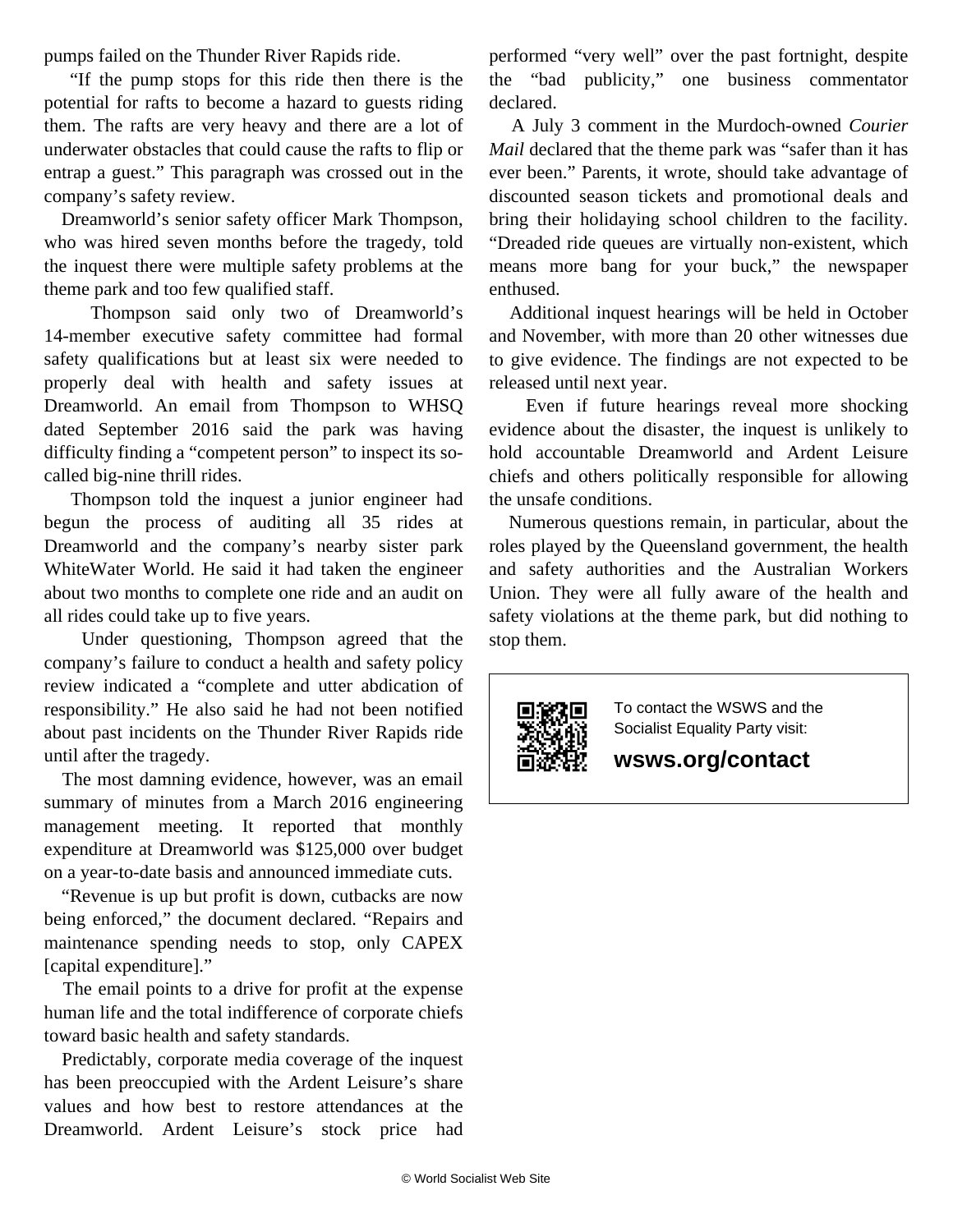pumps failed on the Thunder River Rapids ride.

"If the pump stops for this ride then there is the potential for rafts to become a hazard to guests riding them. The rafts are very heavy and there are a lot of underwater obstacles that could cause the rafts to flip or entrap a guest." This paragraph was crossed out in the company's safety review.

Dreamworld's senior safety officer Mark Thompson, who was hired seven months before the tragedy, told the inquest there were multiple safety problems at the theme park and too few qualified staff.

Thompson said only two of Dreamworld's 14-member executive safety committee had formal safety qualifications but at least six were needed to properly deal with health and safety issues at Dreamworld. An email from Thompson to WHSQ dated September 2016 said the park was having difficulty finding a "competent person" to inspect its so-called big-nine thrill rides.

Thompson told the inquest a junior engineer had begun the process of auditing all 35 rides at Dreamworld and the company's nearby sister park WhiteWater World. He said it had taken the engineer about two months to complete one ride and an audit on all rides could take up to five years.

Under questioning, Thompson agreed that the company's failure to conduct a health and safety policy review indicated a "complete and utter abdication of responsibility." He also said he had not been notified about past incidents on the Thunder River Rapids ride until after the tragedy.

The most damning evidence, however, was an email summary of minutes from a March 2016 engineering management meeting. It reported that monthly expenditure at Dreamworld was $125,000 over budget on a year-to-date basis and announced immediate cuts.

"Revenue is up but profit is down, cutbacks are now being enforced," the document declared. "Repairs and maintenance spending needs to stop, only CAPEX [capital expenditure]."

The email points to a drive for profit at the expense human life and the total indifference of corporate chiefs toward basic health and safety standards.

Predictably, corporate media coverage of the inquest has been preoccupied with the Ardent Leisure's share values and how best to restore attendances at the Dreamworld. Ardent Leisure's stock price had performed "very well" over the past fortnight, despite the "bad publicity," one business commentator declared.

A July 3 comment in the Murdoch-owned *Courier Mail* declared that the theme park was "safer than it has ever been." Parents, it wrote, should take advantage of discounted season tickets and promotional deals and bring their holidaying school children to the facility. "Dreaded ride queues are virtually non-existent, which means more bang for your buck," the newspaper enthused.

Additional inquest hearings will be held in October and November, with more than 20 other witnesses due to give evidence. The findings are not expected to be released until next year.

Even if future hearings reveal more shocking evidence about the disaster, the inquest is unlikely to hold accountable Dreamworld and Ardent Leisure chiefs and others politically responsible for allowing the unsafe conditions.

Numerous questions remain, in particular, about the roles played by the Queensland government, the health and safety authorities and the Australian Workers Union. They were all fully aware of the health and safety violations at the theme park, but did nothing to stop them.

To contact the WSWS and the Socialist Equality Party visit:

**wsws.org/contact**